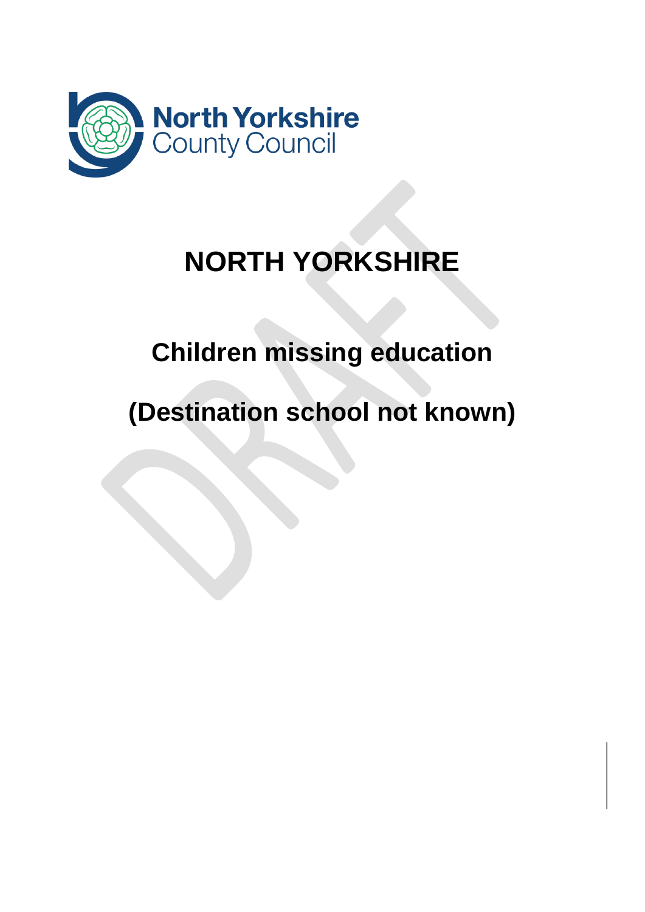North Yorkshire County Council

# NORTH YORKSHIRE

## Children missing education

## (Destination school not known)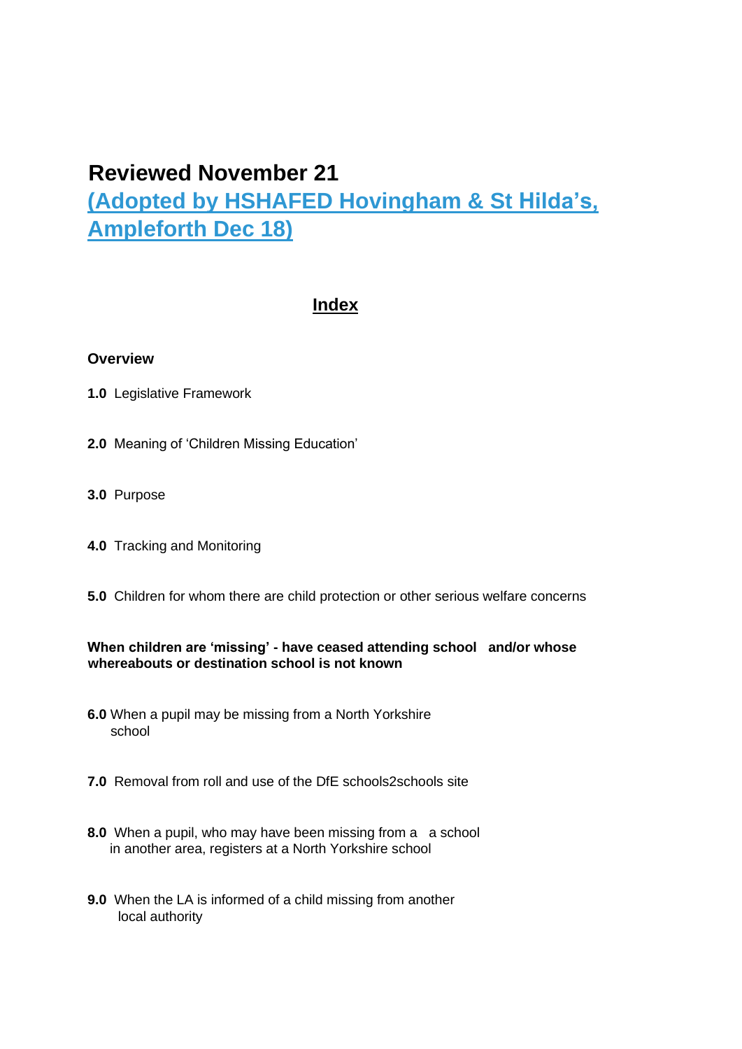## Reviewed November 21

## (Adopted by HSHAFED Hovingham & St Hilda's, Ampleforth Dec 18)

### Index

**Overview**

**1.0** Legislative Framework

**2.0** Meaning of 'Children Missing Education'

**3.0** Purpose

**4.0** Tracking and Monitoring

**5.0** Children for whom there are child protection or other serious welfare concerns

**When children are 'missing' - have ceased attending school and/or whose whereabouts or destination school is not known**

**6.0** When a pupil may be missing from a North Yorkshire school

**7.0** Removal from roll and use of the DfE schools2schools site

**8.0** When a pupil, who may have been missing from a a school in another area, registers at a North Yorkshire school

**9.0** When the LA is informed of a child missing from another local authority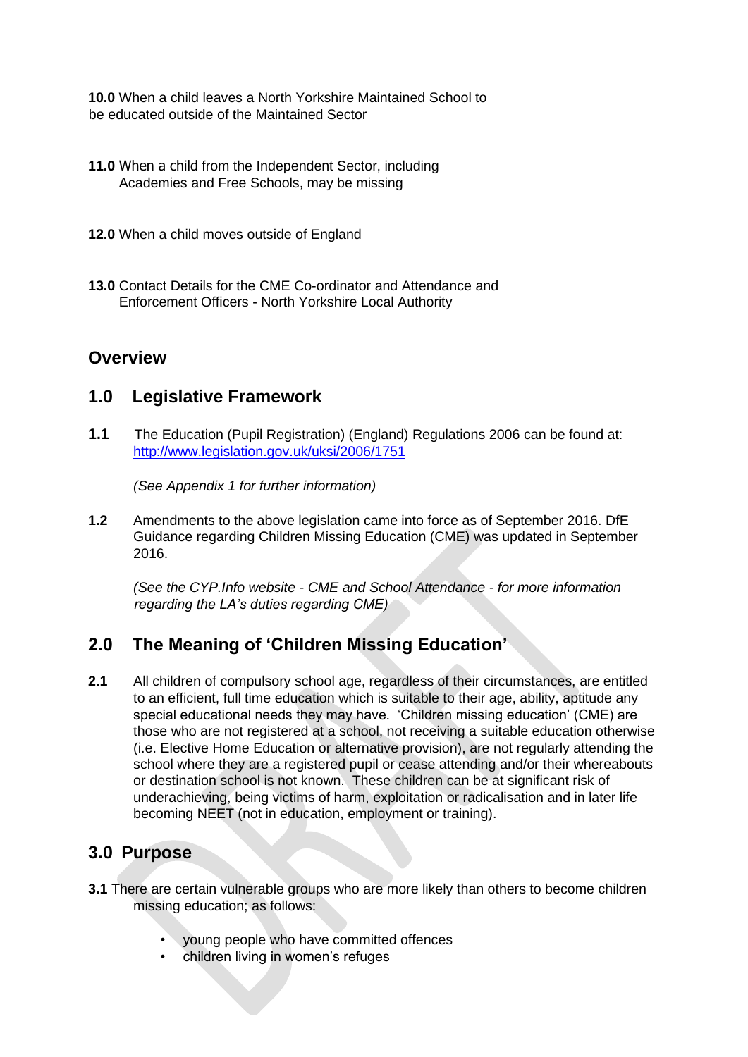**10.0** When a child leaves a North Yorkshire Maintained School to be educated outside of the Maintained Sector

**11.0** When a child from the Independent Sector, including Academies and Free Schools, may be missing

**12.0** When a child moves outside of England

**13.0** Contact Details for the CME Co-ordinator and Attendance and Enforcement Officers - North Yorkshire Local Authority

## Overview

## 1.0 Legislative Framework

**1.1** The Education (Pupil Registration) (England) Regulations 2006 can be found at: [http://www.legislation.gov.uk/uksi/2006/1751](http://www.legislation.gov.uk/uksi/2006/1751)

*(See Appendix 1 for further information)*

**1.2** Amendments to the above legislation came into force as of September 2016. DfE Guidance regarding Children Missing Education (CME) was updated in September 2016.

*(See the CYP.Info website - CME and School Attendance - for more information regarding the LA's duties regarding CME)*

## 2.0 The Meaning of 'Children Missing Education'

**2.1** All children of compulsory school age, regardless of their circumstances, are entitled to an efficient, full time education which is suitable to their age, ability, aptitude any special educational needs they may have. 'Children missing education' (CME) are those who are not registered at a school, not receiving a suitable education otherwise (i.e. Elective Home Education or alternative provision), are not regularly attending the school where they are a registered pupil or cease attending and/or their whereabouts or destination school is not known. These children can be at significant risk of underachieving, being victims of harm, exploitation or radicalisation and in later life becoming NEET (not in education, employment or training).

## 3.0 Purpose

**3.1** There are certain vulnerable groups who are more likely than others to become children missing education; as follows:

- young people who have committed offences
- children living in women's refuges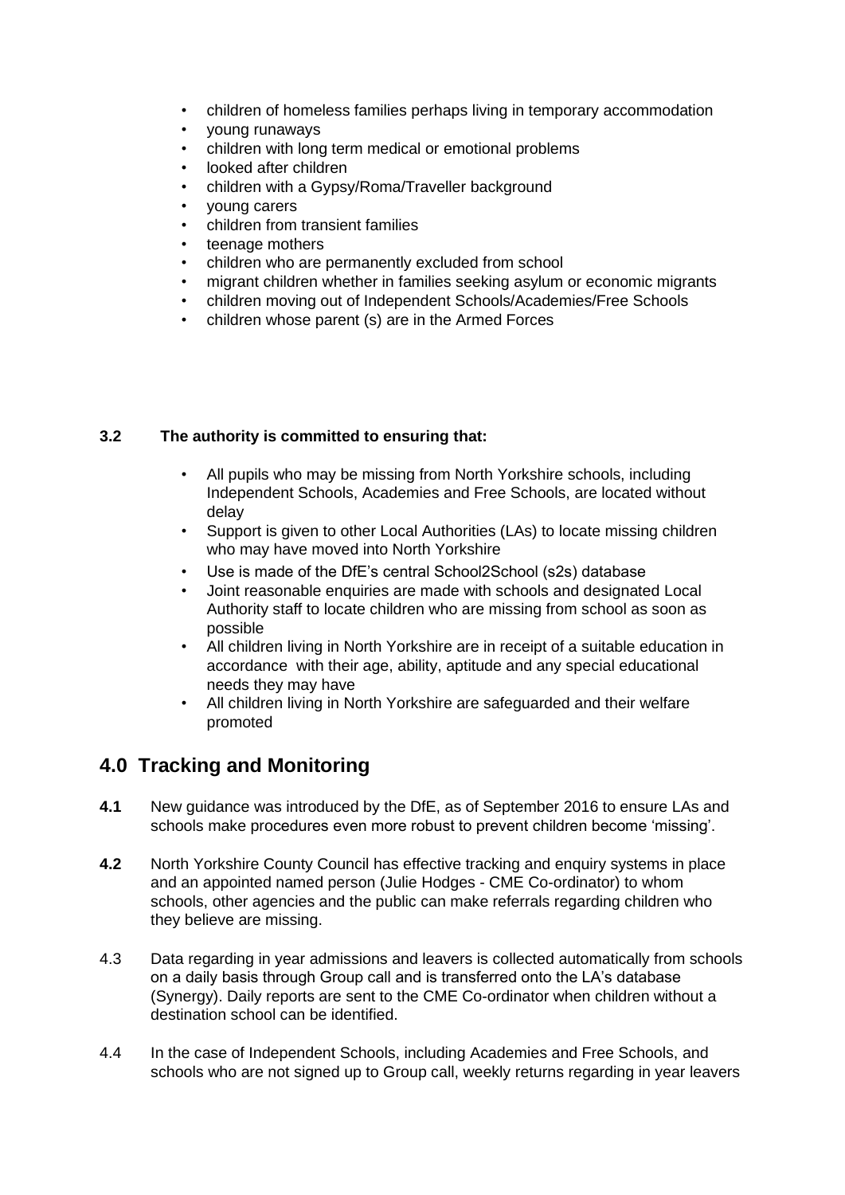- children of homeless families perhaps living in temporary accommodation
- young runaways
- children with long term medical or emotional problems
- looked after children
- children with a Gypsy/Roma/Traveller background
- young carers
- children from transient families
- teenage mothers
- children who are permanently excluded from school
- migrant children whether in families seeking asylum or economic migrants
- children moving out of Independent Schools/Academies/Free Schools
- children whose parent (s) are in the Armed Forces

**3.2 The authority is committed to ensuring that:**

- All pupils who may be missing from North Yorkshire schools, including Independent Schools, Academies and Free Schools, are located without delay
- Support is given to other Local Authorities (LAs) to locate missing children who may have moved into North Yorkshire
- Use is made of the DfE's central School2School (s2s) database
- Joint reasonable enquiries are made with schools and designated Local Authority staff to locate children who are missing from school as soon as possible
- All children living in North Yorkshire are in receipt of a suitable education in accordance with their age, ability, aptitude and any special educational needs they may have
- All children living in North Yorkshire are safeguarded and their welfare promoted

## 4.0 Tracking and Monitoring

**4.1** New guidance was introduced by the DfE, as of September 2016 to ensure LAs and schools make procedures even more robust to prevent children become 'missing'.

**4.2** North Yorkshire County Council has effective tracking and enquiry systems in place and an appointed named person (Julie Hodges - CME Co-ordinator) to whom schools, other agencies and the public can make referrals regarding children who they believe are missing.

4.3 Data regarding in year admissions and leavers is collected automatically from schools on a daily basis through Group call and is transferred onto the LA's database (Synergy). Daily reports are sent to the CME Co-ordinator when children without a destination school can be identified.

4.4 In the case of Independent Schools, including Academies and Free Schools, and schools who are not signed up to Group call, weekly returns regarding in year leavers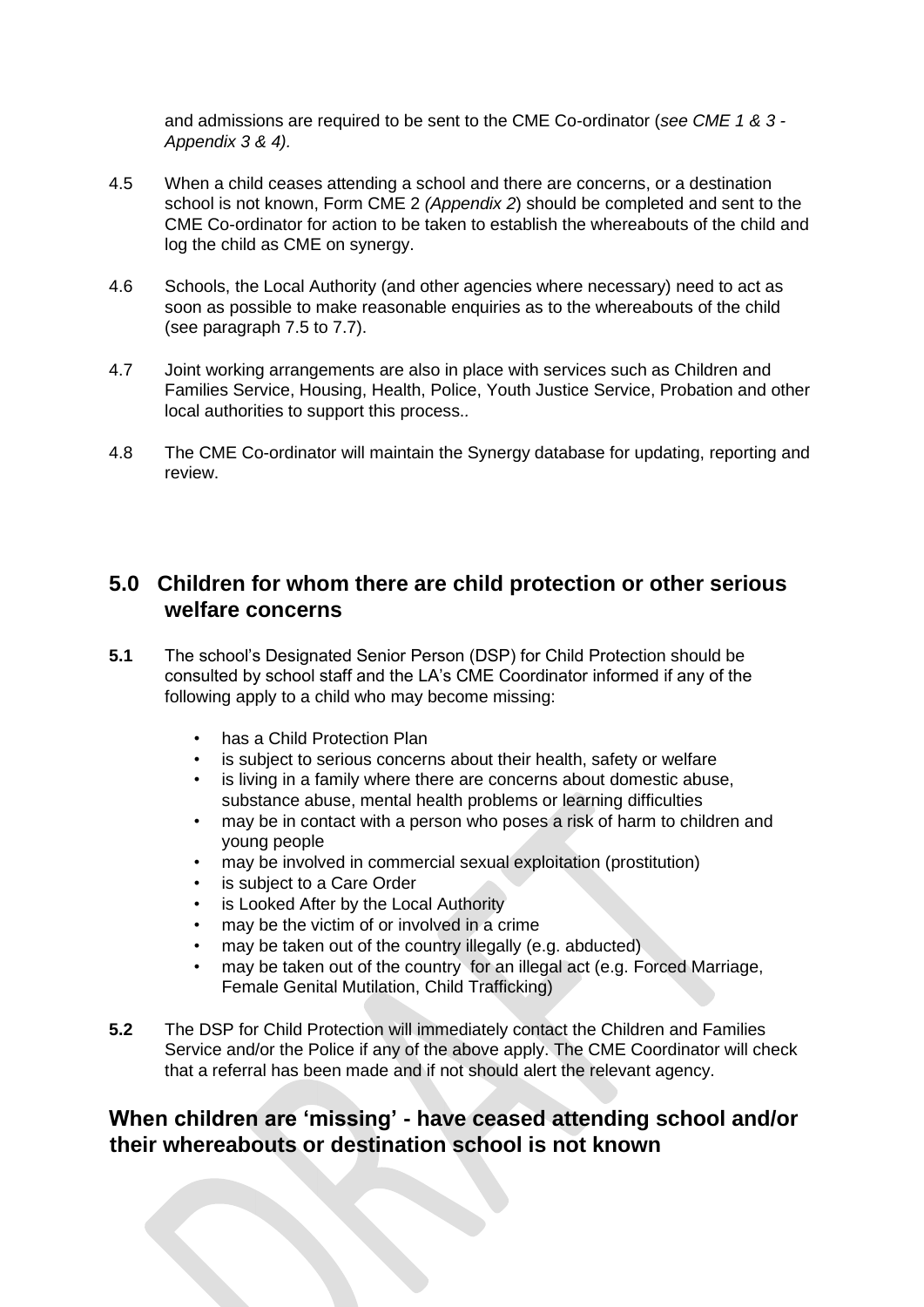and admissions are required to be sent to the CME Co-ordinator (*see CME 1 & 3 - Appendix 3 & 4).*

4.5 When a child ceases attending a school and there are concerns, or a destination school is not known, Form CME 2 *(Appendix 2*) should be completed and sent to the CME Co-ordinator for action to be taken to establish the whereabouts of the child and log the child as CME on synergy.

4.6 Schools, the Local Authority (and other agencies where necessary) need to act as soon as possible to make reasonable enquiries as to the whereabouts of the child (see paragraph 7.5 to 7.7).

4.7 Joint working arrangements are also in place with services such as Children and Families Service, Housing, Health, Police, Youth Justice Service, Probation and other local authorities to support this process..

4.8 The CME Co-ordinator will maintain the Synergy database for updating, reporting and review.

## 5.0 Children for whom there are child protection or other serious welfare concerns

**5.1** The school's Designated Senior Person (DSP) for Child Protection should be consulted by school staff and the LA's CME Coordinator informed if any of the following apply to a child who may become missing:

- has a Child Protection Plan
- is subject to serious concerns about their health, safety or welfare
- is living in a family where there are concerns about domestic abuse, substance abuse, mental health problems or learning difficulties
- may be in contact with a person who poses a risk of harm to children and young people
- may be involved in commercial sexual exploitation (prostitution)
- is subject to a Care Order
- is Looked After by the Local Authority
- may be the victim of or involved in a crime
- may be taken out of the country illegally (e.g. abducted)
- may be taken out of the country for an illegal act (e.g. Forced Marriage, Female Genital Mutilation, Child Trafficking)

**5.2** The DSP for Child Protection will immediately contact the Children and Families Service and/or the Police if any of the above apply. The CME Coordinator will check that a referral has been made and if not should alert the relevant agency.

## When children are 'missing' - have ceased attending school and/or their whereabouts or destination school is not known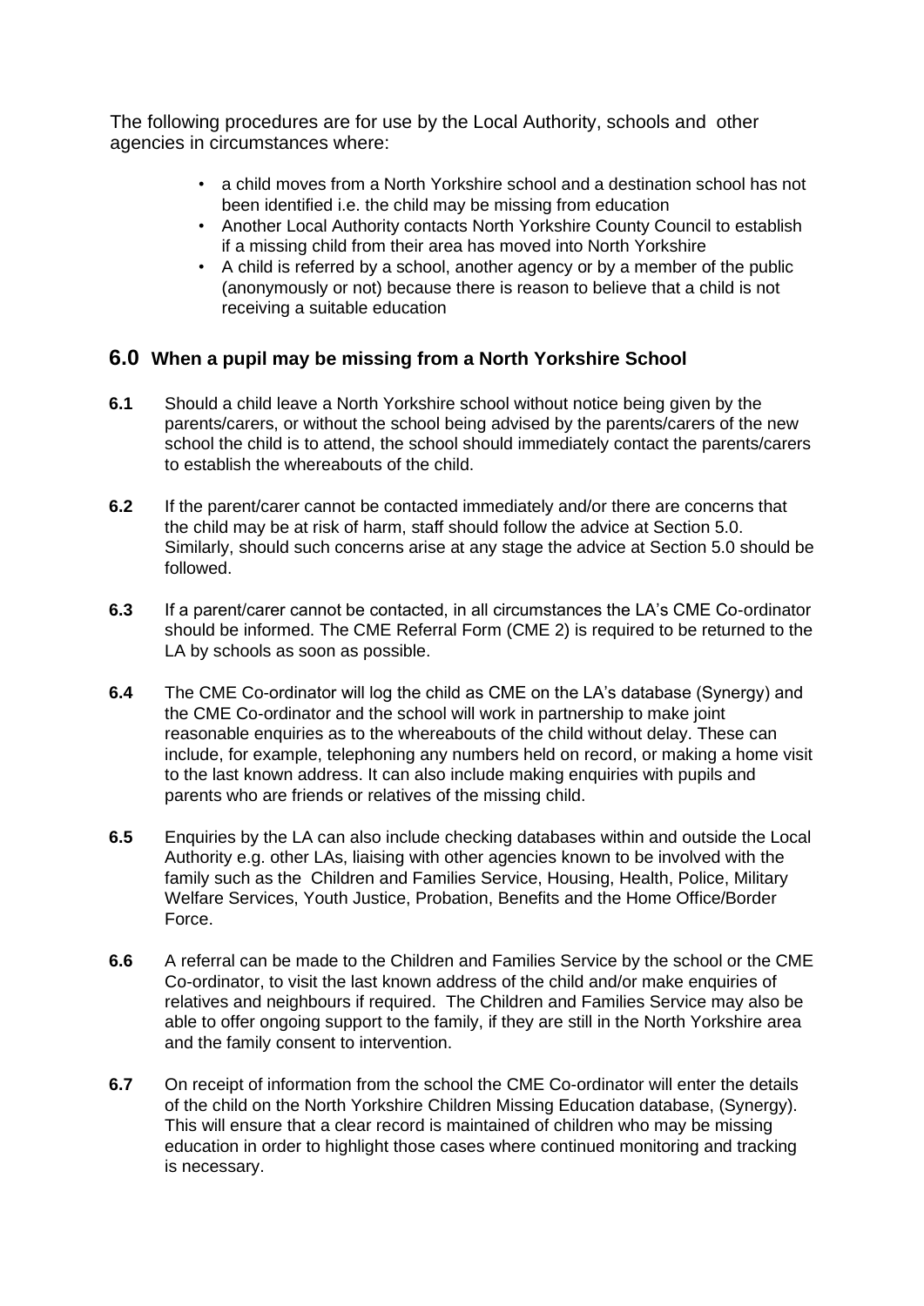The following procedures are for use by the Local Authority, schools and other agencies in circumstances where:

- a child moves from a North Yorkshire school and a destination school has not been identified i.e. the child may be missing from education
- Another Local Authority contacts North Yorkshire County Council to establish if a missing child from their area has moved into North Yorkshire
- A child is referred by a school, another agency or by a member of the public (anonymously or not) because there is reason to believe that a child is not receiving a suitable education

## 6.0 When a pupil may be missing from a North Yorkshire School

**6.1** Should a child leave a North Yorkshire school without notice being given by the parents/carers, or without the school being advised by the parents/carers of the new school the child is to attend, the school should immediately contact the parents/carers to establish the whereabouts of the child.

**6.2** If the parent/carer cannot be contacted immediately and/or there are concerns that the child may be at risk of harm, staff should follow the advice at Section 5.0. Similarly, should such concerns arise at any stage the advice at Section 5.0 should be followed.

**6.3** If a parent/carer cannot be contacted, in all circumstances the LA's CME Co-ordinator should be informed. The CME Referral Form (CME 2) is required to be returned to the LA by schools as soon as possible.

**6.4** The CME Co-ordinator will log the child as CME on the LA's database (Synergy) and the CME Co-ordinator and the school will work in partnership to make joint reasonable enquiries as to the whereabouts of the child without delay. These can include, for example, telephoning any numbers held on record, or making a home visit to the last known address. It can also include making enquiries with pupils and parents who are friends or relatives of the missing child.

**6.5** Enquiries by the LA can also include checking databases within and outside the Local Authority e.g. other LAs, liaising with other agencies known to be involved with the family such as the Children and Families Service, Housing, Health, Police, Military Welfare Services, Youth Justice, Probation, Benefits and the Home Office/Border Force.

**6.6** A referral can be made to the Children and Families Service by the school or the CME Co-ordinator, to visit the last known address of the child and/or make enquiries of relatives and neighbours if required. The Children and Families Service may also be able to offer ongoing support to the family, if they are still in the North Yorkshire area and the family consent to intervention.

**6.7** On receipt of information from the school the CME Co-ordinator will enter the details of the child on the North Yorkshire Children Missing Education database, (Synergy). This will ensure that a clear record is maintained of children who may be missing education in order to highlight those cases where continued monitoring and tracking is necessary.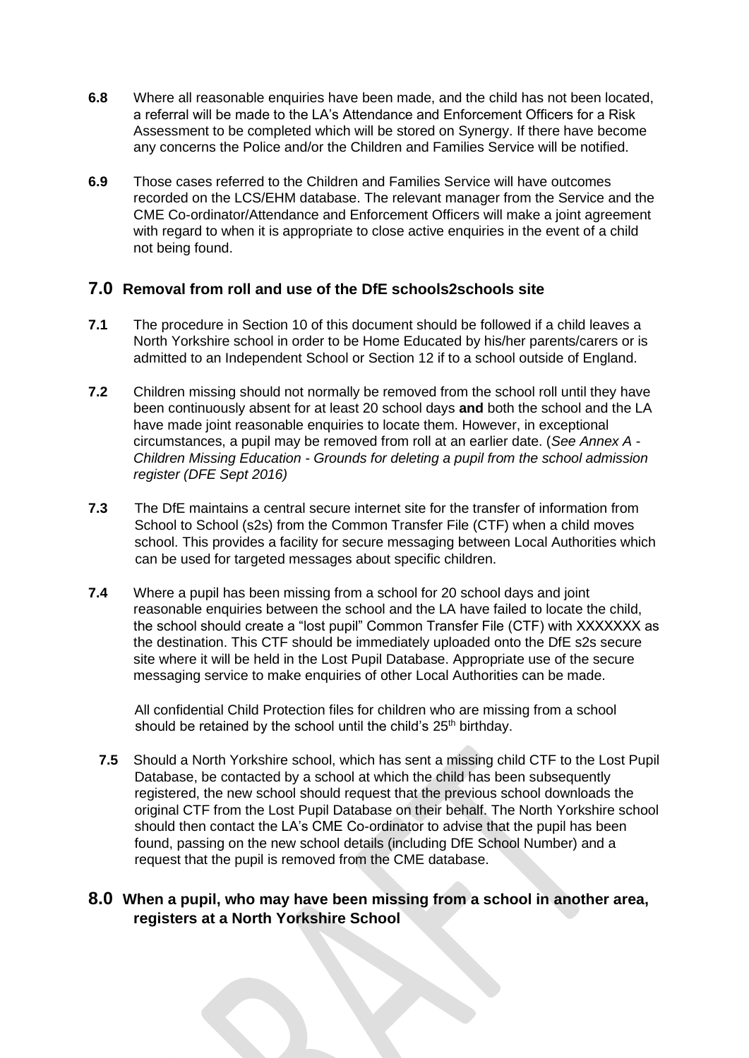**6.8** Where all reasonable enquiries have been made, and the child has not been located, a referral will be made to the LA's Attendance and Enforcement Officers for a Risk Assessment to be completed which will be stored on Synergy. If there have become any concerns the Police and/or the Children and Families Service will be notified.

**6.9** Those cases referred to the Children and Families Service will have outcomes recorded on the LCS/EHM database. The relevant manager from the Service and the CME Co-ordinator/Attendance and Enforcement Officers will make a joint agreement with regard to when it is appropriate to close active enquiries in the event of a child not being found.

## 7.0 Removal from roll and use of the DfE schools2schools site

**7.1** The procedure in Section 10 of this document should be followed if a child leaves a North Yorkshire school in order to be Home Educated by his/her parents/carers or is admitted to an Independent School or Section 12 if to a school outside of England.

**7.2** Children missing should not normally be removed from the school roll until they have been continuously absent for at least 20 school days **and** both the school and the LA have made joint reasonable enquiries to locate them. However, in exceptional circumstances, a pupil may be removed from roll at an earlier date. (*See Annex A - Children Missing Education - Grounds for deleting a pupil from the school admission register (DFE Sept 2016)*)

**7.3** The DfE maintains a central secure internet site for the transfer of information from School to School (s2s) from the Common Transfer File (CTF) when a child moves school. This provides a facility for secure messaging between Local Authorities which can be used for targeted messages about specific children.

**7.4** Where a pupil has been missing from a school for 20 school days and joint reasonable enquiries between the school and the LA have failed to locate the child, the school should create a "lost pupil" Common Transfer File (CTF) with XXXXXXX as the destination. This CTF should be immediately uploaded onto the DfE s2s secure site where it will be held in the Lost Pupil Database. Appropriate use of the secure messaging service to make enquiries of other Local Authorities can be made.

All confidential Child Protection files for children who are missing from a school should be retained by the school until the child's 25th birthday.

**7.5** Should a North Yorkshire school, which has sent a missing child CTF to the Lost Pupil Database, be contacted by a school at which the child has been subsequently registered, the new school should request that the previous school downloads the original CTF from the Lost Pupil Database on their behalf. The North Yorkshire school should then contact the LA's CME Co-ordinator to advise that the pupil has been found, passing on the new school details (including DfE School Number) and a request that the pupil is removed from the CME database.

## 8.0 When a pupil, who may have been missing from a school in another area, registers at a North Yorkshire School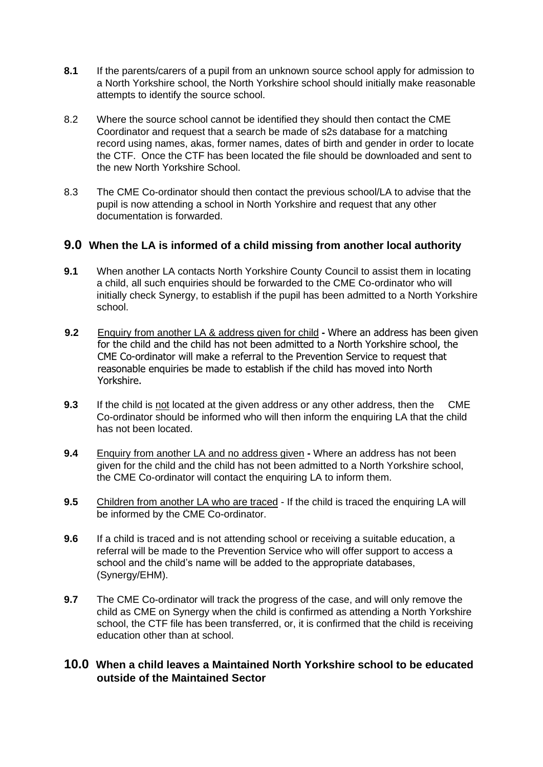**8.1** If the parents/carers of a pupil from an unknown source school apply for admission to a North Yorkshire school, the North Yorkshire school should initially make reasonable attempts to identify the source school.

8.2 Where the source school cannot be identified they should then contact the CME Coordinator and request that a search be made of s2s database for a matching record using names, akas, former names, dates of birth and gender in order to locate the CTF. Once the CTF has been located the file should be downloaded and sent to the new North Yorkshire School.

8.3 The CME Co-ordinator should then contact the previous school/LA to advise that the pupil is now attending a school in North Yorkshire and request that any other documentation is forwarded.

## 9.0 When the LA is informed of a child missing from another local authority

**9.1** When another LA contacts North Yorkshire County Council to assist them in locating a child, all such enquiries should be forwarded to the CME Co-ordinator who will initially check Synergy, to establish if the pupil has been admitted to a North Yorkshire school.

**9.2** Enquiry from another LA & address given for child **-** Where an address has been given for the child and the child has not been admitted to a North Yorkshire school, the CME Co-ordinator will make a referral to the Prevention Service to request that reasonable enquiries be made to establish if the child has moved into North Yorkshire.

**9.3** If the child is not located at the given address or any other address, then the CME Co-ordinator should be informed who will then inform the enquiring LA that the child has not been located.

**9.4** Enquiry from another LA and no address given **-** Where an address has not been given for the child and the child has not been admitted to a North Yorkshire school, the CME Co-ordinator will contact the enquiring LA to inform them.

**9.5** Children from another LA who are traced - If the child is traced the enquiring LA will be informed by the CME Co-ordinator.

**9.6** If a child is traced and is not attending school or receiving a suitable education, a referral will be made to the Prevention Service who will offer support to access a school and the child's name will be added to the appropriate databases, (Synergy/EHM).

**9.7** The CME Co-ordinator will track the progress of the case, and will only remove the child as CME on Synergy when the child is confirmed as attending a North Yorkshire school, the CTF file has been transferred, or, it is confirmed that the child is receiving education other than at school.

## 10.0 When a child leaves a Maintained North Yorkshire school to be educated outside of the Maintained Sector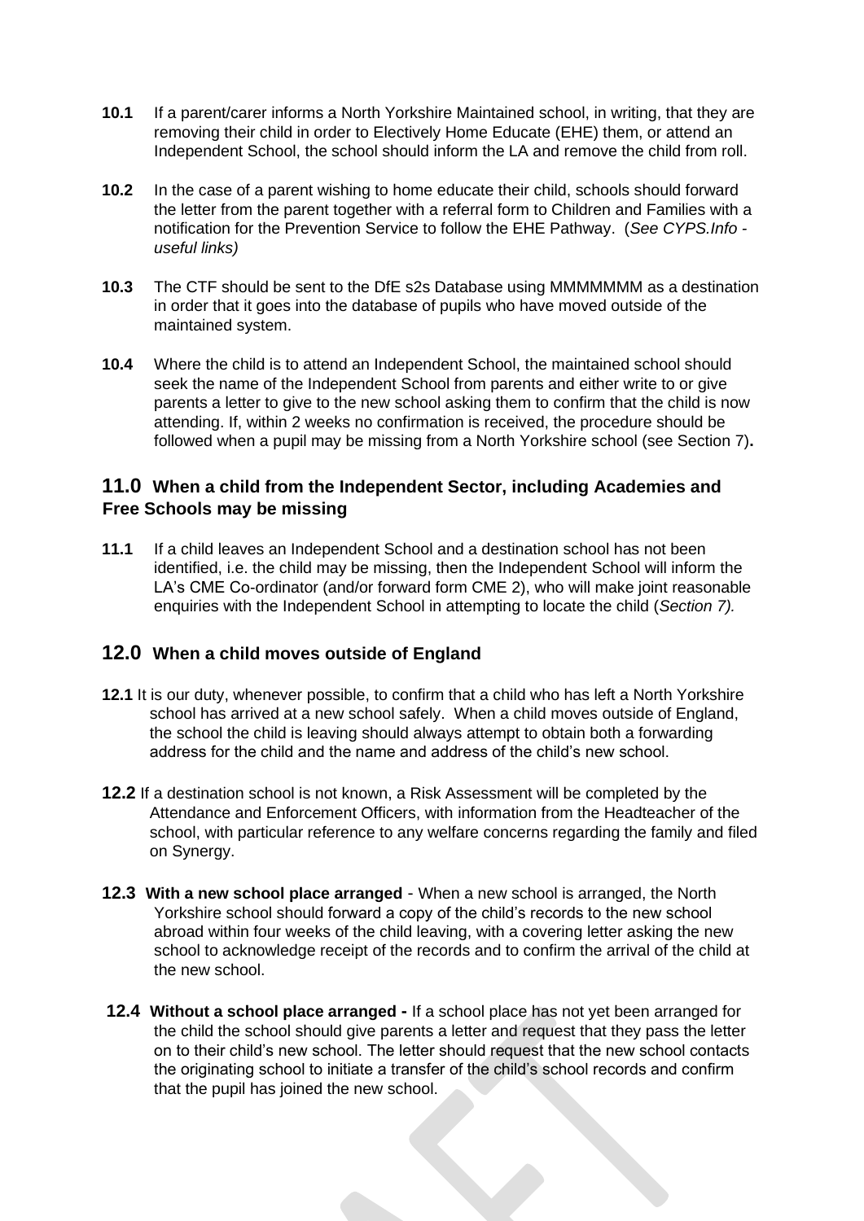**10.1** If a parent/carer informs a North Yorkshire Maintained school, in writing, that they are removing their child in order to Electively Home Educate (EHE) them, or attend an Independent School, the school should inform the LA and remove the child from roll.

**10.2** In the case of a parent wishing to home educate their child, schools should forward the letter from the parent together with a referral form to Children and Families with a notification for the Prevention Service to follow the EHE Pathway. (*See CYPS.Info - useful links)*

**10.3** The CTF should be sent to the DfE s2s Database using MMMMMMM as a destination in order that it goes into the database of pupils who have moved outside of the maintained system.

**10.4** Where the child is to attend an Independent School, the maintained school should seek the name of the Independent School from parents and either write to or give parents a letter to give to the new school asking them to confirm that the child is now attending. If, within 2 weeks no confirmation is received, the procedure should be followed when a pupil may be missing from a North Yorkshire school (see Section 7)**.**

## 11.0 When a child from the Independent Sector, including Academies and Free Schools may be missing

**11.1** If a child leaves an Independent School and a destination school has not been identified, i.e. the child may be missing, then the Independent School will inform the LA's CME Co-ordinator (and/or forward form CME 2), who will make joint reasonable enquiries with the Independent School in attempting to locate the child (*Section 7).*

## 12.0 When a child moves outside of England

**12.1** It is our duty, whenever possible, to confirm that a child who has left a North Yorkshire school has arrived at a new school safely. When a child moves outside of England, the school the child is leaving should always attempt to obtain both a forwarding address for the child and the name and address of the child's new school.

**12.2** If a destination school is not known, a Risk Assessment will be completed by the Attendance and Enforcement Officers, with information from the Headteacher of the school, with particular reference to any welfare concerns regarding the family and filed on Synergy.

**12.3 With a new school place arranged** - When a new school is arranged, the North Yorkshire school should forward a copy of the child's records to the new school abroad within four weeks of the child leaving, with a covering letter asking the new school to acknowledge receipt of the records and to confirm the arrival of the child at the new school.

**12.4 Without a school place arranged -** If a school place has not yet been arranged for the child the school should give parents a letter and request that they pass the letter on to their child's new school. The letter should request that the new school contacts the originating school to initiate a transfer of the child's school records and confirm that the pupil has joined the new school.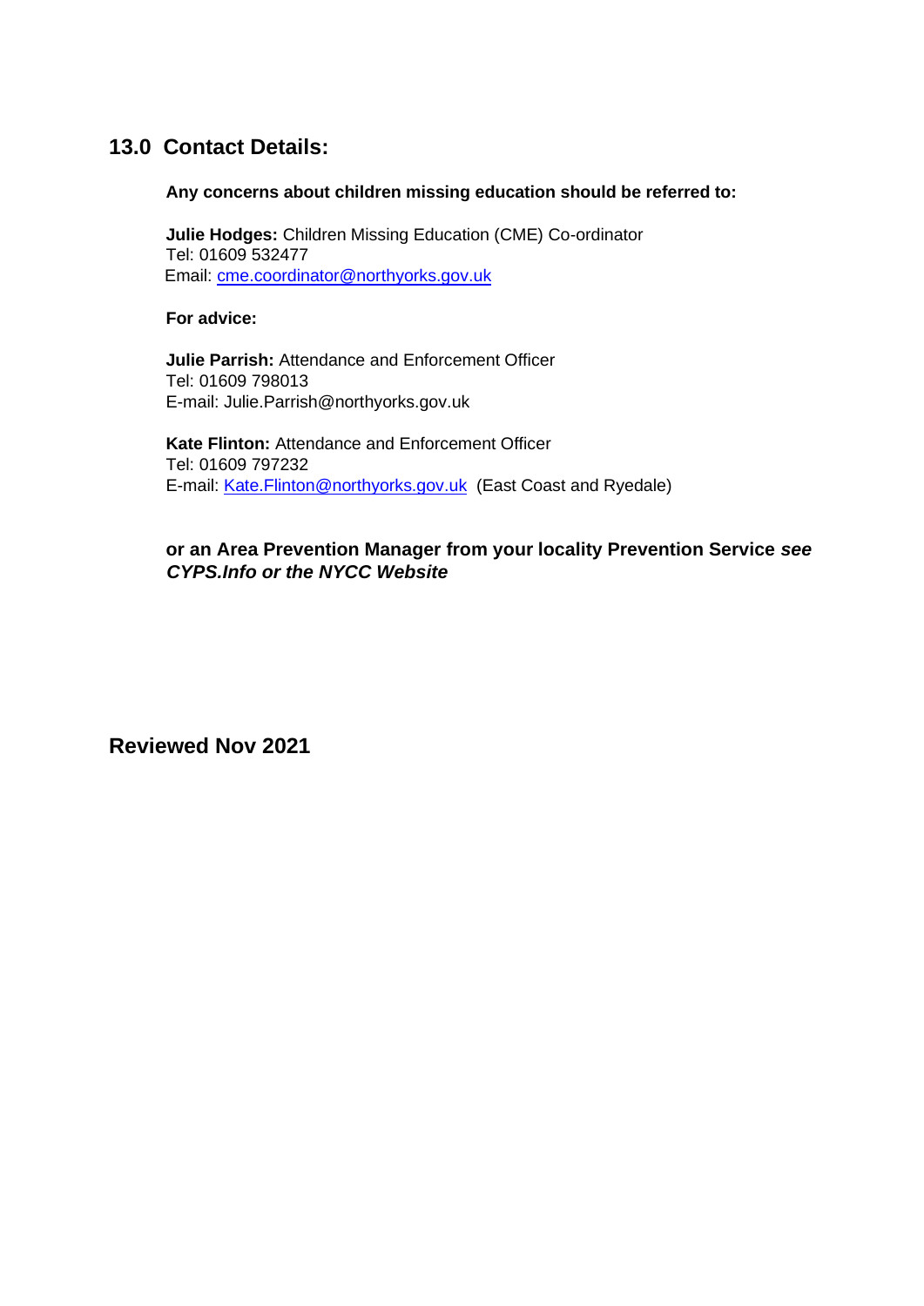## 13.0 Contact Details:

**Any concerns about children missing education should be referred to:**

**Julie Hodges:** Children Missing Education (CME) Co-ordinator
Tel: 01609 532477
Email: cme.coordinator@northyorks.gov.uk

**For advice:**

**Julie Parrish:** Attendance and Enforcement Officer
Tel: 01609 798013
E-mail: Julie.Parrish@northyorks.gov.uk

**Kate Flinton:** Attendance and Enforcement Officer
Tel: 01609 797232
E-mail: Kate.Flinton@northyorks.gov.uk (East Coast and Ryedale)

**or an Area Prevention Manager from your locality Prevention Service *see CYPS.Info or the NYCC Website***

**Reviewed Nov 2021**